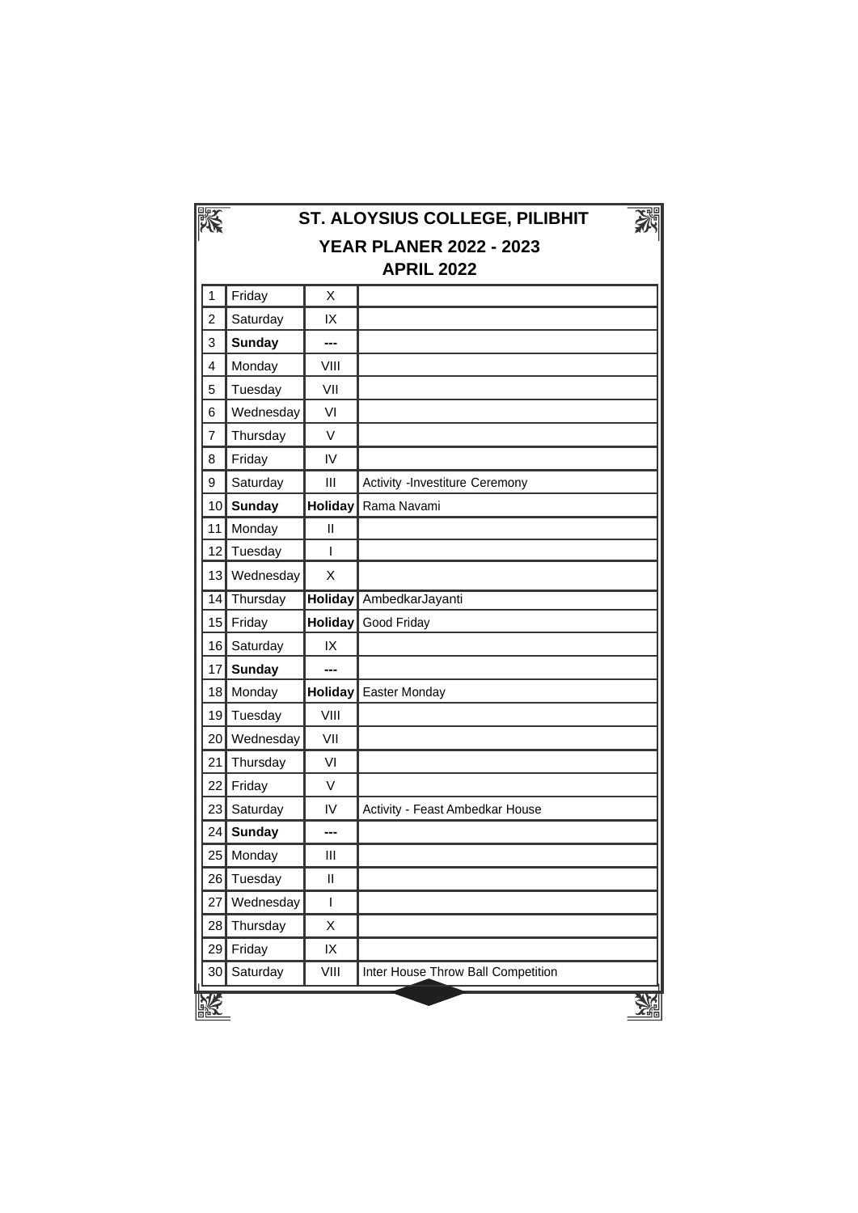# ST. ALOYSIUS COLLEGE, PILIBHIT

## YEAR PLANER 2022 - 2023

### APRIL 2022

| | | | |
|---|---|---|---|
| 1 | Friday | X | |
| 2 | Saturday | IX | |
| 3 | **Sunday** | **---** | |
| 4 | Monday | VIII | |
| 5 | Tuesday | VII | |
| 6 | Wednesday | VI | |
| 7 | Thursday | V | |
| 8 | Friday | IV | |
| 9 | Saturday | III | Activity -Investiture Ceremony |
| 10 | **Sunday** | **Holiday** | Rama Navami |
| 11 | Monday | II | |
| 12 | Tuesday | I | |
| 13 | Wednesday | X | |
| 14 | Thursday | **Holiday** | AmbedkarJayanti |
| 15 | Friday | **Holiday** | Good Friday |
| 16 | Saturday | IX | |
| 17 | **Sunday** | **---** | |
| 18 | Monday | **Holiday** | Easter Monday |
| 19 | Tuesday | VIII | |
| 20 | Wednesday | VII | |
| 21 | Thursday | VI | |
| 22 | Friday | V | |
| 23 | Saturday | IV | Activity - Feast Ambedkar House |
| 24 | **Sunday** | **---** | |
| 25 | Monday | III | |
| 26 | Tuesday | II | |
| 27 | Wednesday | I | |
| 28 | Thursday | X | |
| 29 | Friday | IX | |
| 30 | Saturday | VIII | Inter House Throw Ball Competition |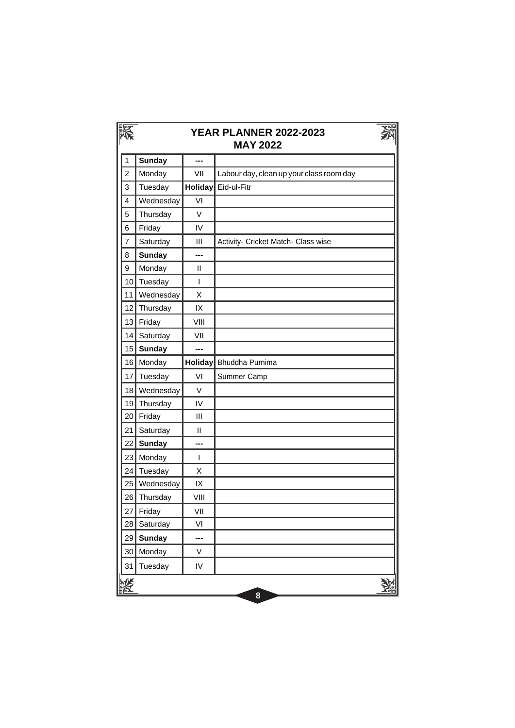# YEAR PLANNER 2022-2023
## MAY 2022

| | | | |
|---|---|---|---|
| 1 | **Sunday** | --- | |
| 2 | Monday | VII | Labour day, clean up your class room day |
| 3 | Tuesday | **Holiday** | Eid-ul-Fitr |
| 4 | Wednesday | VI | |
| 5 | Thursday | V | |
| 6 | Friday | IV | |
| 7 | Saturday | III | Activity- Cricket Match- Class wise |
| 8 | **Sunday** | --- | |
| 9 | Monday | II | |
| 10 | Tuesday | I | |
| 11 | Wednesday | X | |
| 12 | Thursday | IX | |
| 13 | Friday | VIII | |
| 14 | Saturday | VII | |
| 15 | **Sunday** | --- | |
| 16 | Monday | **Holiday** | Bhuddha Purnima |
| 17 | Tuesday | VI | Summer Camp |
| 18 | Wednesday | V | |
| 19 | Thursday | IV | |
| 20 | Friday | III | |
| 21 | Saturday | II | |
| 22 | **Sunday** | --- | |
| 23 | Monday | I | |
| 24 | Tuesday | X | |
| 25 | Wednesday | IX | |
| 26 | Thursday | VIII | |
| 27 | Friday | VII | |
| 28 | Saturday | VI | |
| 29 | **Sunday** | --- | |
| 30 | Monday | V | |
| 31 | Tuesday | IV | |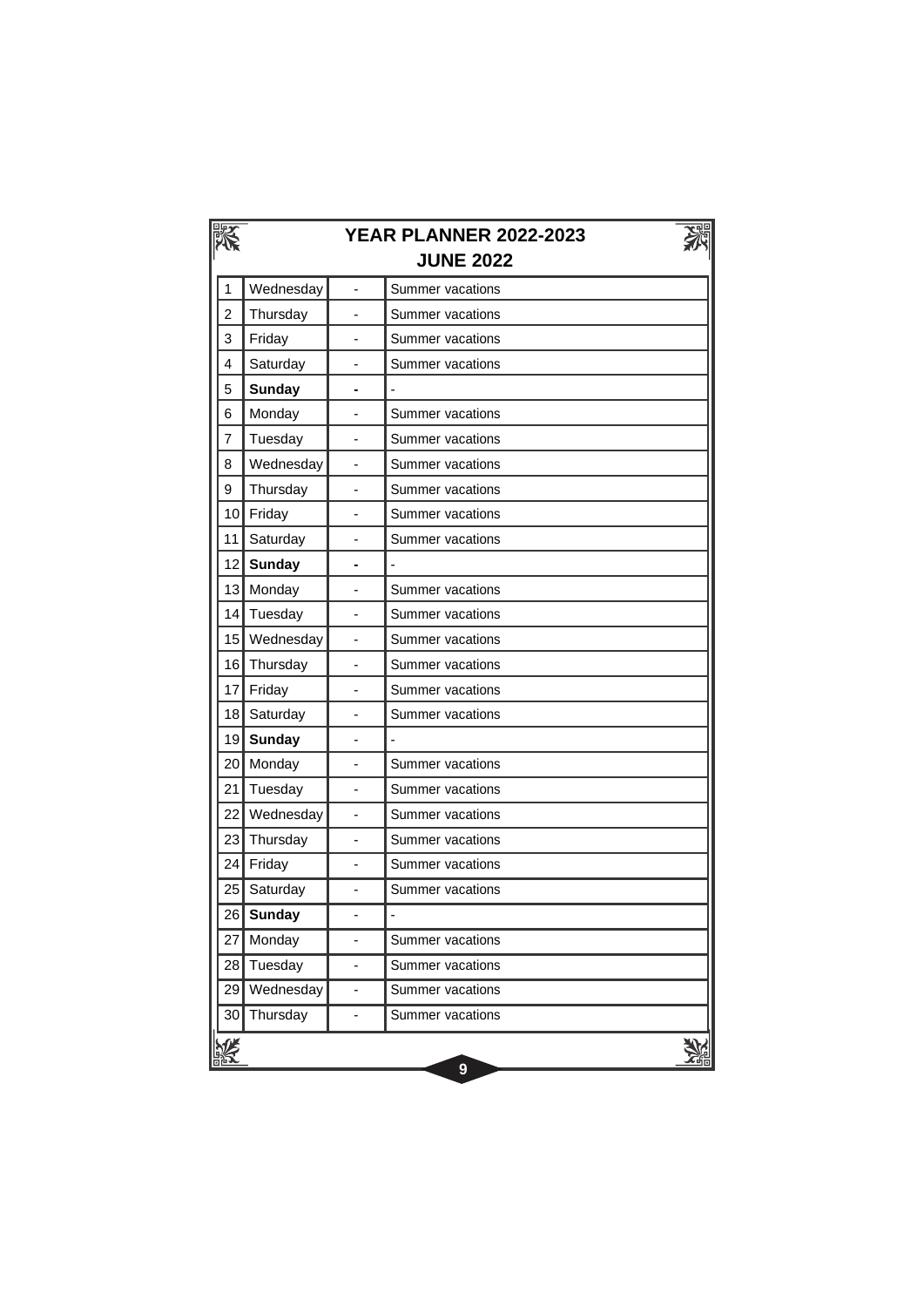# YEAR PLANNER 2022-2023

## JUNE 2022

| | | | |
|---|---|---|---|
| 1 | Wednesday | - | Summer vacations |
| 2 | Thursday | - | Summer vacations |
| 3 | Friday | - | Summer vacations |
| 4 | Saturday | - | Summer vacations |
| 5 | **Sunday** | **-** | - |
| 6 | Monday | - | Summer vacations |
| 7 | Tuesday | - | Summer vacations |
| 8 | Wednesday | - | Summer vacations |
| 9 | Thursday | - | Summer vacations |
| 10 | Friday | - | Summer vacations |
| 11 | Saturday | - | Summer vacations |
| 12 | **Sunday** | **-** | - |
| 13 | Monday | - | Summer vacations |
| 14 | Tuesday | - | Summer vacations |
| 15 | Wednesday | - | Summer vacations |
| 16 | Thursday | - | Summer vacations |
| 17 | Friday | - | Summer vacations |
| 18 | Saturday | - | Summer vacations |
| 19 | **Sunday** | - | - |
| 20 | Monday | - | Summer vacations |
| 21 | Tuesday | - | Summer vacations |
| 22 | Wednesday | - | Summer vacations |
| 23 | Thursday | - | Summer vacations |
| 24 | Friday | - | Summer vacations |
| 25 | Saturday | - | Summer vacations |
| 26 | **Sunday** | - | - |
| 27 | Monday | - | Summer vacations |
| 28 | Tuesday | - | Summer vacations |
| 29 | Wednesday | - | Summer vacations |
| 30 | Thursday | - | Summer vacations |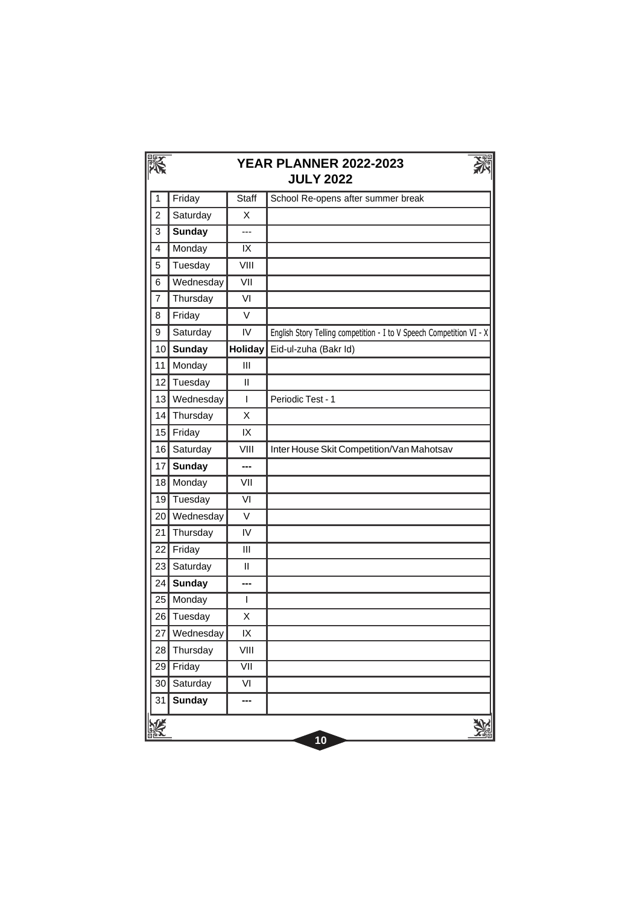# YEAR PLANNER 2022-2023

## JULY 2022

| | | | |
|---|---|---|---|
| 1 | Friday | Staff | School Re-opens after summer break |
| 2 | Saturday | X | |
| 3 | **Sunday** | --- | |
| 4 | Monday | IX | |
| 5 | Tuesday | VIII | |
| 6 | Wednesday | VII | |
| 7 | Thursday | VI | |
| 8 | Friday | V | |
| 9 | Saturday | IV | English Story Telling competition - I to V Speech Competition VI - X |
| 10 | **Sunday** | **Holiday** | Eid-ul-zuha (Bakr Id) |
| 11 | Monday | III | |
| 12 | Tuesday | II | |
| 13 | Wednesday | I | Periodic Test - 1 |
| 14 | Thursday | X | |
| 15 | Friday | IX | |
| 16 | Saturday | VIII | Inter House Skit Competition/Van Mahotsav |
| 17 | **Sunday** | --- | |
| 18 | Monday | VII | |
| 19 | Tuesday | VI | |
| 20 | Wednesday | V | |
| 21 | Thursday | IV | |
| 22 | Friday | III | |
| 23 | Saturday | II | |
| 24 | **Sunday** | --- | |
| 25 | Monday | I | |
| 26 | Tuesday | X | |
| 27 | Wednesday | IX | |
| 28 | Thursday | VIII | |
| 29 | Friday | VII | |
| 30 | Saturday | VI | |
| 31 | **Sunday** | --- | |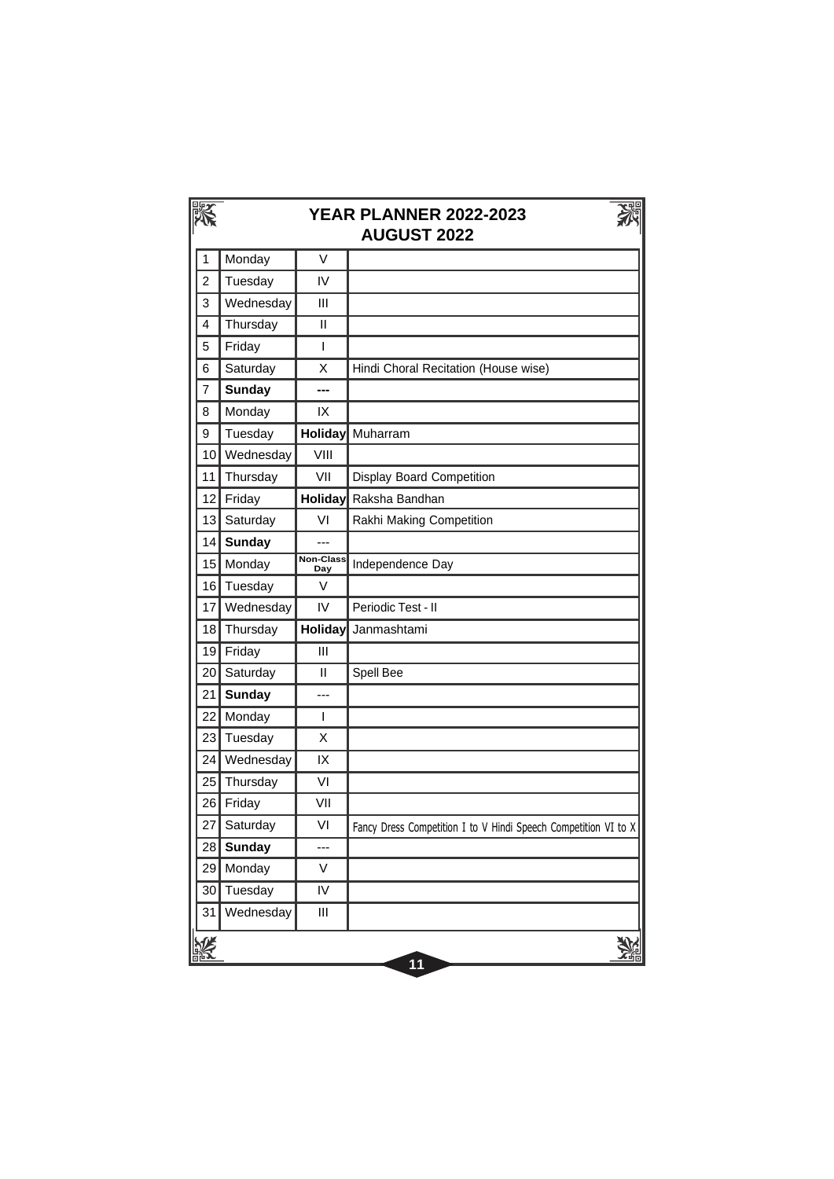# YEAR PLANNER 2022-2023
## AUGUST 2022

| | | | |
|---|---|---|---|
| 1 | Monday | V | |
| 2 | Tuesday | IV | |
| 3 | Wednesday | III | |
| 4 | Thursday | II | |
| 5 | Friday | I | |
| 6 | Saturday | X | Hindi Choral Recitation (House wise) |
| 7 | **Sunday** | --- | |
| 8 | Monday | IX | |
| 9 | Tuesday | **Holiday** | Muharram |
| 10 | Wednesday | VIII | |
| 11 | Thursday | VII | Display Board Competition |
| 12 | Friday | **Holiday** | Raksha Bandhan |
| 13 | Saturday | VI | Rakhi Making Competition |
| 14 | **Sunday** | --- | |
| 15 | Monday | **Non-Class Day** | Independence Day |
| 16 | Tuesday | V | |
| 17 | Wednesday | IV | Periodic Test - II |
| 18 | Thursday | **Holiday** | Janmashtami |
| 19 | Friday | III | |
| 20 | Saturday | II | Spell Bee |
| 21 | **Sunday** | --- | |
| 22 | Monday | I | |
| 23 | Tuesday | X | |
| 24 | Wednesday | IX | |
| 25 | Thursday | VI | |
| 26 | Friday | VII | |
| 27 | Saturday | VI | Fancy Dress Competition I to V Hindi Speech Competition VI to X |
| 28 | **Sunday** | --- | |
| 29 | Monday | V | |
| 30 | Tuesday | IV | |
| 31 | Wednesday | III | |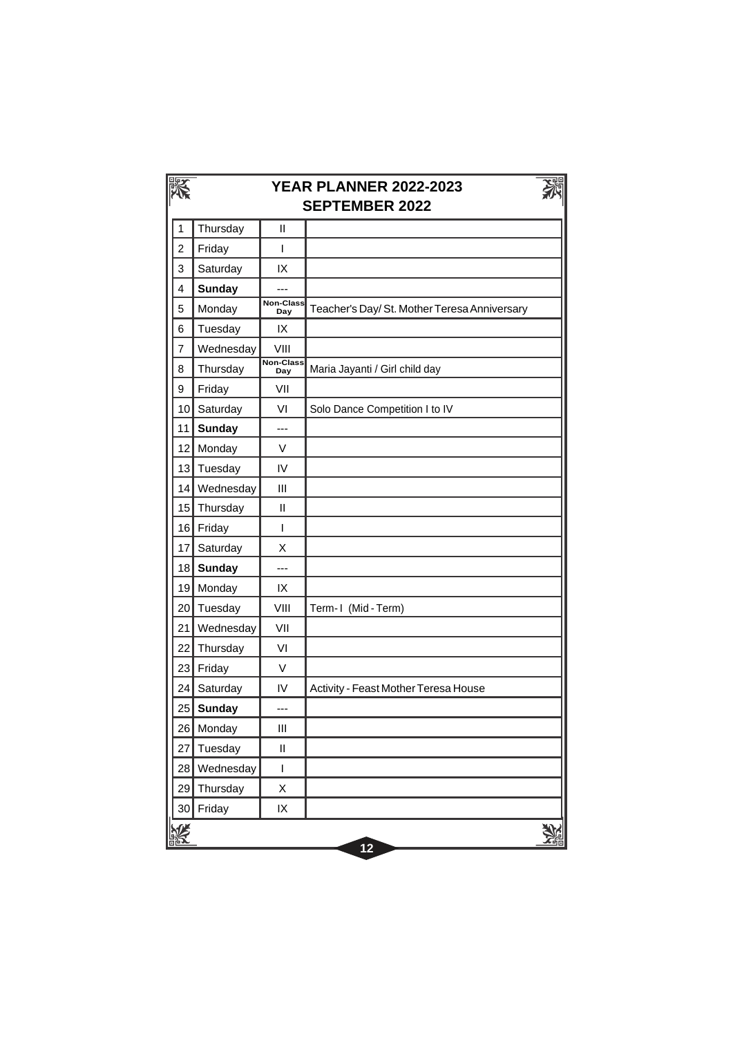# YEAR PLANNER 2022-2023

## SEPTEMBER 2022

| | | | |
|---|---|---|---|
| 1 | Thursday | II | |
| 2 | Friday | I | |
| 3 | Saturday | IX | |
| 4 | **Sunday** | --- | |
| 5 | Monday | Non-Class Day | Teacher's Day/ St. Mother Teresa Anniversary |
| 6 | Tuesday | IX | |
| 7 | Wednesday | VIII | |
| 8 | Thursday | Non-Class Day | Maria Jayanti / Girl child day |
| 9 | Friday | VII | |
| 10 | Saturday | VI | Solo Dance Competition I to IV |
| 11 | **Sunday** | --- | |
| 12 | Monday | V | |
| 13 | Tuesday | IV | |
| 14 | Wednesday | III | |
| 15 | Thursday | II | |
| 16 | Friday | I | |
| 17 | Saturday | X | |
| 18 | **Sunday** | --- | |
| 19 | Monday | IX | |
| 20 | Tuesday | VIII | Term- I (Mid - Term) |
| 21 | Wednesday | VII | |
| 22 | Thursday | VI | |
| 23 | Friday | V | |
| 24 | Saturday | IV | Activity - Feast Mother Teresa House |
| 25 | **Sunday** | --- | |
| 26 | Monday | III | |
| 27 | Tuesday | II | |
| 28 | Wednesday | I | |
| 29 | Thursday | X | |
| 30 | Friday | IX | |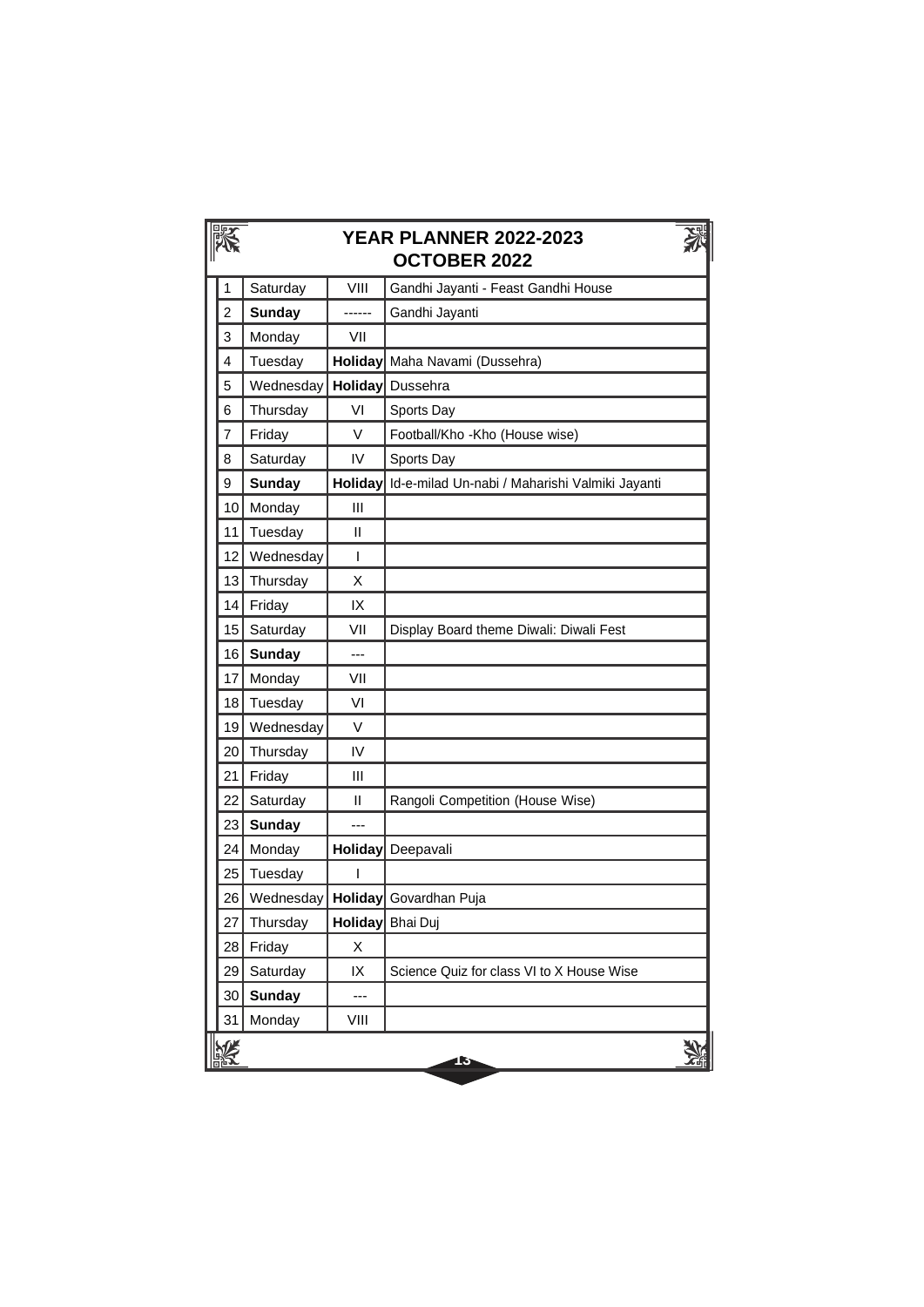# YEAR PLANNER 2022-2023

## OCTOBER 2022

| | | | |
|---|---|---|---|
| 1 | Saturday | VIII | Gandhi Jayanti - Feast Gandhi House |
| 2 | **Sunday** | ------ | Gandhi Jayanti |
| 3 | Monday | VII | |
| 4 | Tuesday | **Holiday** | Maha Navami (Dussehra) |
| 5 | Wednesday | **Holiday** | Dussehra |
| 6 | Thursday | VI | Sports Day |
| 7 | Friday | V | Football/Kho -Kho (House wise) |
| 8 | Saturday | IV | Sports Day |
| 9 | **Sunday** | **Holiday** | Id-e-milad Un-nabi / Maharishi Valmiki Jayanti |
| 10 | Monday | III | |
| 11 | Tuesday | II | |
| 12 | Wednesday | I | |
| 13 | Thursday | X | |
| 14 | Friday | IX | |
| 15 | Saturday | VII | Display Board theme Diwali: Diwali Fest |
| 16 | **Sunday** | --- | |
| 17 | Monday | VII | |
| 18 | Tuesday | VI | |
| 19 | Wednesday | V | |
| 20 | Thursday | IV | |
| 21 | Friday | III | |
| 22 | Saturday | II | Rangoli Competition (House Wise) |
| 23 | **Sunday** | --- | |
| 24 | Monday | **Holiday** | Deepavali |
| 25 | Tuesday | I | |
| 26 | Wednesday | **Holiday** | Govardhan Puja |
| 27 | Thursday | **Holiday** | Bhai Duj |
| 28 | Friday | X | |
| 29 | Saturday | IX | Science Quiz for class VI to X House Wise |
| 30 | **Sunday** | --- | |
| 31 | Monday | VIII | |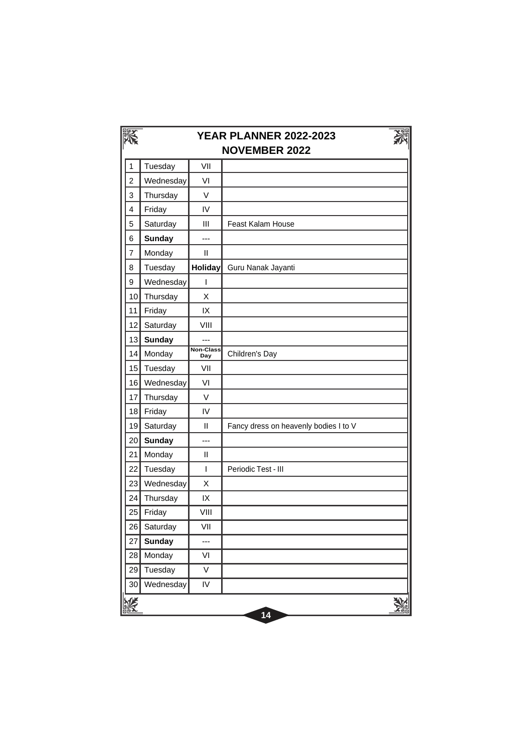# YEAR PLANNER 2022-2023

## NOVEMBER 2022

| | | | |
|---|---|---|---|
| 1 | Tuesday | VII | |
| 2 | Wednesday | VI | |
| 3 | Thursday | V | |
| 4 | Friday | IV | |
| 5 | Saturday | III | Feast Kalam House |
| 6 | **Sunday** | --- | |
| 7 | Monday | II | |
| 8 | Tuesday | **Holiday** | Guru Nanak Jayanti |
| 9 | Wednesday | I | |
| 10 | Thursday | X | |
| 11 | Friday | IX | |
| 12 | Saturday | VIII | |
| 13 | **Sunday** | --- | |
| 14 | Monday | **Non-Class Day** | Children's Day |
| 15 | Tuesday | VII | |
| 16 | Wednesday | VI | |
| 17 | Thursday | V | |
| 18 | Friday | IV | |
| 19 | Saturday | II | Fancy dress on heavenly bodies I to V |
| 20 | **Sunday** | --- | |
| 21 | Monday | II | |
| 22 | Tuesday | I | Periodic Test - III |
| 23 | Wednesday | X | |
| 24 | Thursday | IX | |
| 25 | Friday | VIII | |
| 26 | Saturday | VII | |
| 27 | **Sunday** | --- | |
| 28 | Monday | VI | |
| 29 | Tuesday | V | |
| 30 | Wednesday | IV | |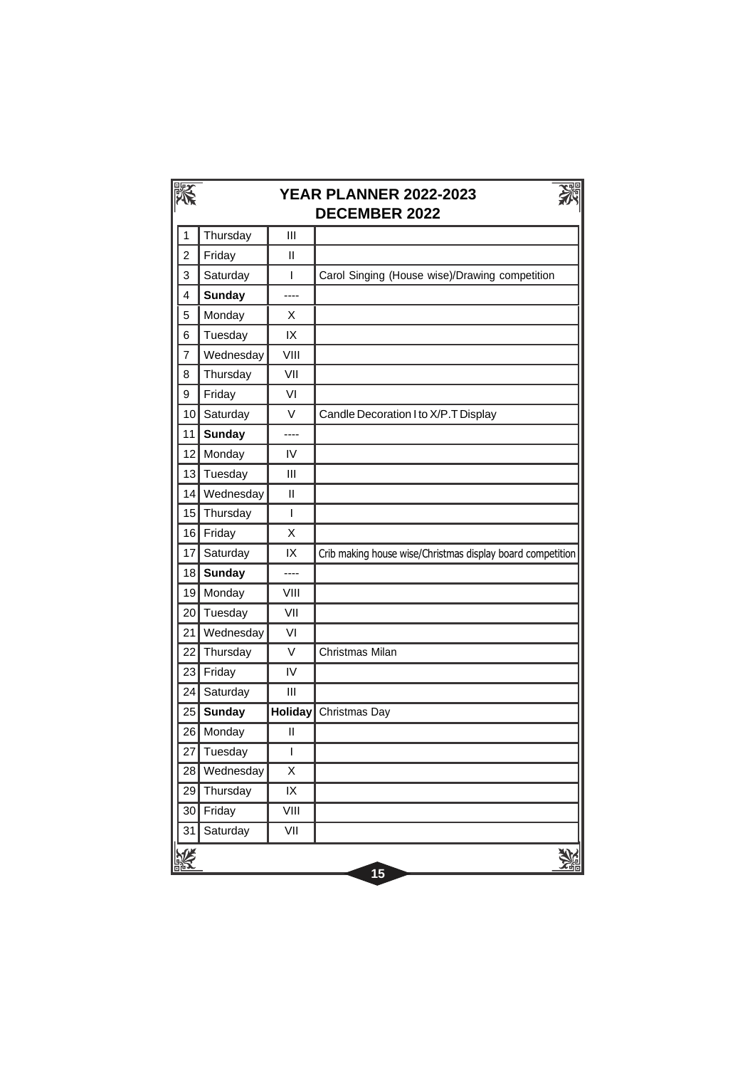# YEAR PLANNER 2022-2023

## DECEMBER 2022

| | | | |
|---|---|---|---|
| 1 | Thursday | III | |
| 2 | Friday | II | |
| 3 | Saturday | I | Carol Singing (House wise)/Drawing competition |
| 4 | **Sunday** | ---- | |
| 5 | Monday | X | |
| 6 | Tuesday | IX | |
| 7 | Wednesday | VIII | |
| 8 | Thursday | VII | |
| 9 | Friday | VI | |
| 10 | Saturday | V | Candle Decoration I to X/P.T Display |
| 11 | **Sunday** | ---- | |
| 12 | Monday | IV | |
| 13 | Tuesday | III | |
| 14 | Wednesday | II | |
| 15 | Thursday | I | |
| 16 | Friday | X | |
| 17 | Saturday | IX | Crib making house wise/Christmas display board competition |
| 18 | **Sunday** | ---- | |
| 19 | Monday | VIII | |
| 20 | Tuesday | VII | |
| 21 | Wednesday | VI | |
| 22 | Thursday | V | Christmas Milan |
| 23 | Friday | IV | |
| 24 | Saturday | III | |
| 25 | **Sunday** | **Holiday** | Christmas Day |
| 26 | Monday | II | |
| 27 | Tuesday | I | |
| 28 | Wednesday | X | |
| 29 | Thursday | IX | |
| 30 | Friday | VIII | |
| 31 | Saturday | VII | |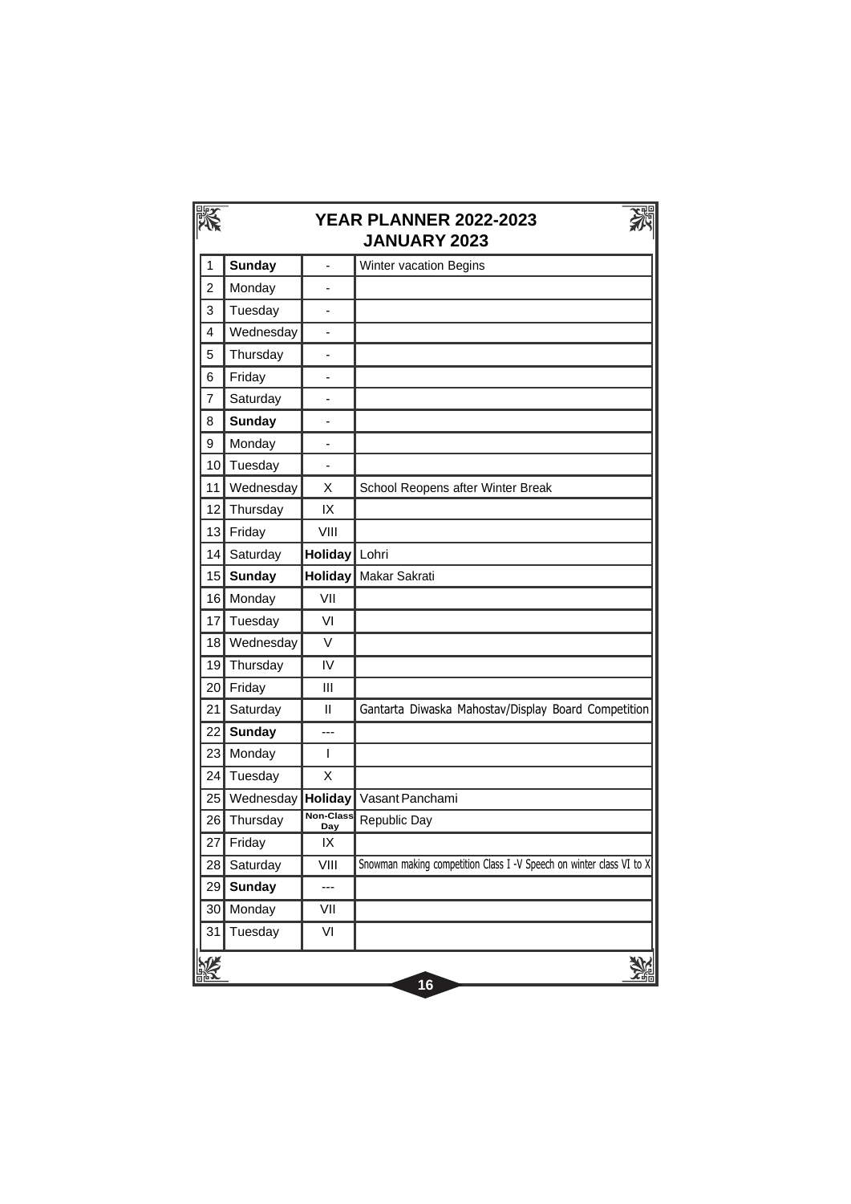# YEAR PLANNER 2022-2023

## JANUARY 2023

| | | | |
|---|---|---|---|
| 1 | **Sunday** | - | Winter vacation Begins |
| 2 | Monday | - | |
| 3 | Tuesday | - | |
| 4 | Wednesday | - | |
| 5 | Thursday | - | |
| 6 | Friday | - | |
| 7 | Saturday | - | |
| 8 | **Sunday** | - | |
| 9 | Monday | - | |
| 10 | Tuesday | - | |
| 11 | Wednesday | X | School Reopens after Winter Break |
| 12 | Thursday | IX | |
| 13 | Friday | VIII | |
| 14 | Saturday | **Holiday** | Lohri |
| 15 | **Sunday** | **Holiday** | Makar Sakrati |
| 16 | Monday | VII | |
| 17 | Tuesday | VI | |
| 18 | Wednesday | V | |
| 19 | Thursday | IV | |
| 20 | Friday | III | |
| 21 | Saturday | II | Gantarta Diwaska Mahostav/Display Board Competition |
| 22 | **Sunday** | --- | |
| 23 | Monday | I | |
| 24 | Tuesday | X | |
| 25 | Wednesday | **Holiday** | Vasant Panchami |
| 26 | Thursday | **Non-Class Day** | Republic Day |
| 27 | Friday | IX | |
| 28 | Saturday | VIII | Snowman making competition Class I -V Speech on winter class VI to X |
| 29 | **Sunday** | --- | |
| 30 | Monday | VII | |
| 31 | Tuesday | VI | |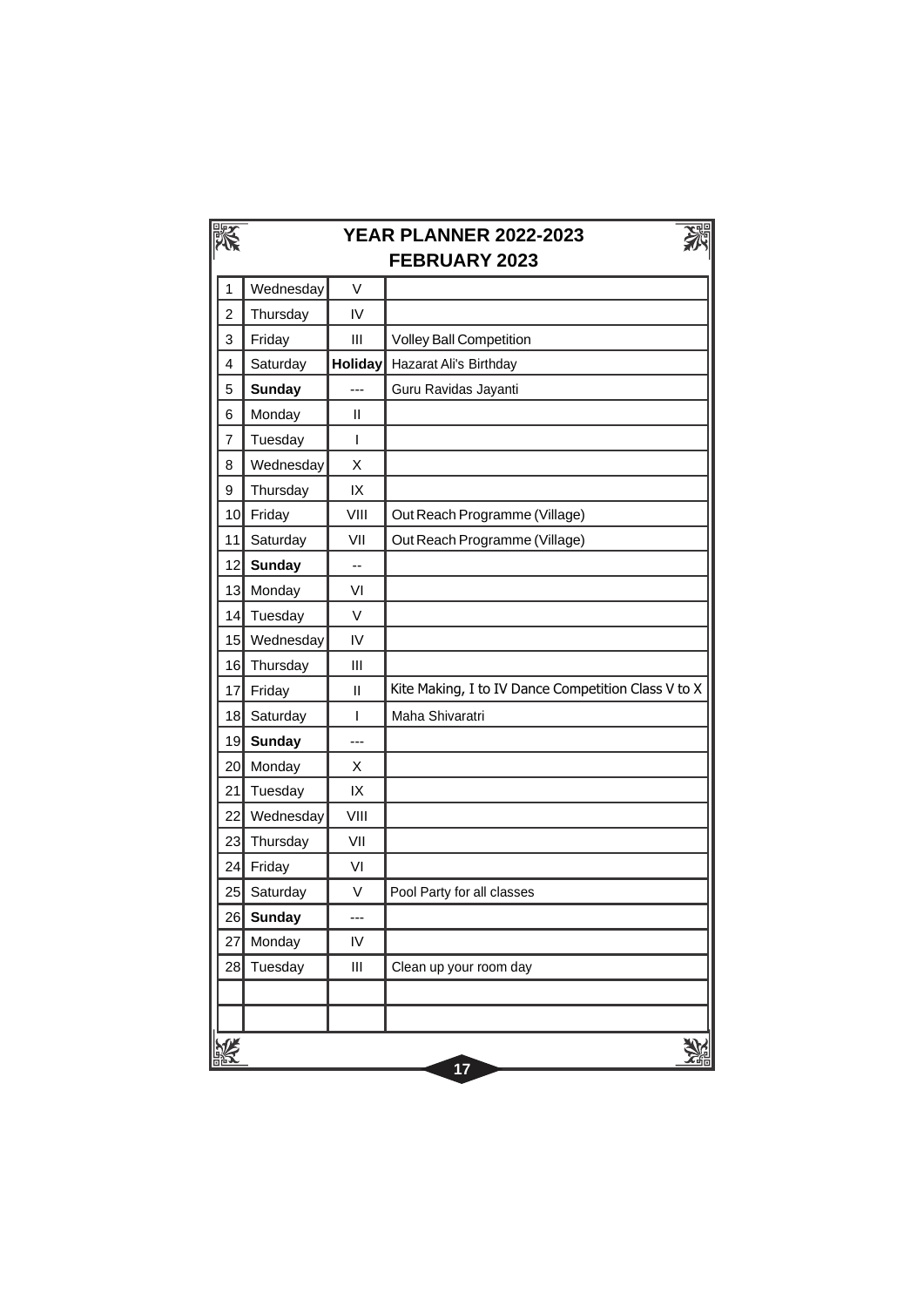# YEAR PLANNER 2022-2023

## FEBRUARY 2023

| | | | |
|---|---|---|---|
| 1 | Wednesday | V | |
| 2 | Thursday | IV | |
| 3 | Friday | III | Volley Ball Competition |
| 4 | Saturday | **Holiday** | Hazarat Ali's Birthday |
| 5 | **Sunday** | --- | Guru Ravidas Jayanti |
| 6 | Monday | II | |
| 7 | Tuesday | I | |
| 8 | Wednesday | X | |
| 9 | Thursday | IX | |
| 10 | Friday | VIII | Out Reach Programme (Village) |
| 11 | Saturday | VII | Out Reach Programme (Village) |
| 12 | **Sunday** | -- | |
| 13 | Monday | VI | |
| 14 | Tuesday | V | |
| 15 | Wednesday | IV | |
| 16 | Thursday | III | |
| 17 | Friday | II | Kite Making, I to IV Dance Competition Class V to X |
| 18 | Saturday | I | Maha Shivaratri |
| 19 | **Sunday** | --- | |
| 20 | Monday | X | |
| 21 | Tuesday | IX | |
| 22 | Wednesday | VIII | |
| 23 | Thursday | VII | |
| 24 | Friday | VI | |
| 25 | Saturday | V | Pool Party for all classes |
| 26 | **Sunday** | --- | |
| 27 | Monday | IV | |
| 28 | Tuesday | III | Clean up your room day |
| | | | |
| | | | |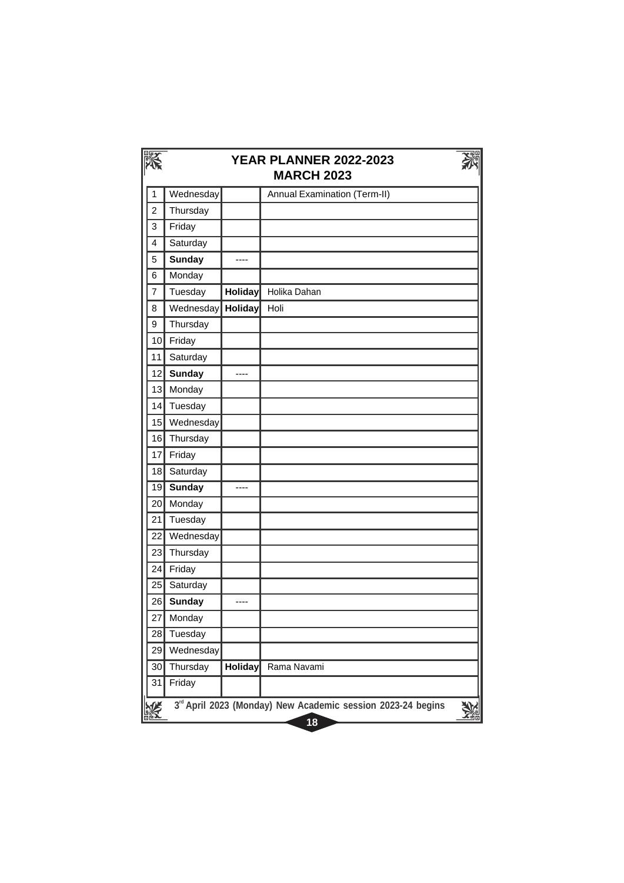# YEAR PLANNER 2022-2023

## MARCH 2023

| | | | |
|---|---|---|---|
| 1 | Wednesday | | Annual Examination (Term-II) |
| 2 | Thursday | | |
| 3 | Friday | | |
| 4 | Saturday | | |
| 5 | **Sunday** | ---- | |
| 6 | Monday | | |
| 7 | Tuesday | **Holiday** | Holika Dahan |
| 8 | Wednesday | **Holiday** | Holi |
| 9 | Thursday | | |
| 10 | Friday | | |
| 11 | Saturday | | |
| 12 | **Sunday** | ---- | |
| 13 | Monday | | |
| 14 | Tuesday | | |
| 15 | Wednesday | | |
| 16 | Thursday | | |
| 17 | Friday | | |
| 18 | Saturday | | |
| 19 | **Sunday** | ---- | |
| 20 | Monday | | |
| 21 | Tuesday | | |
| 22 | Wednesday | | |
| 23 | Thursday | | |
| 24 | Friday | | |
| 25 | Saturday | | |
| 26 | **Sunday** | ---- | |
| 27 | Monday | | |
| 28 | Tuesday | | |
| 29 | Wednesday | | |
| 30 | Thursday | **Holiday** | Rama Navami |
| 31 | Friday | | |

**3rd April 2023 (Monday) New Academic session 2023-24 begins**